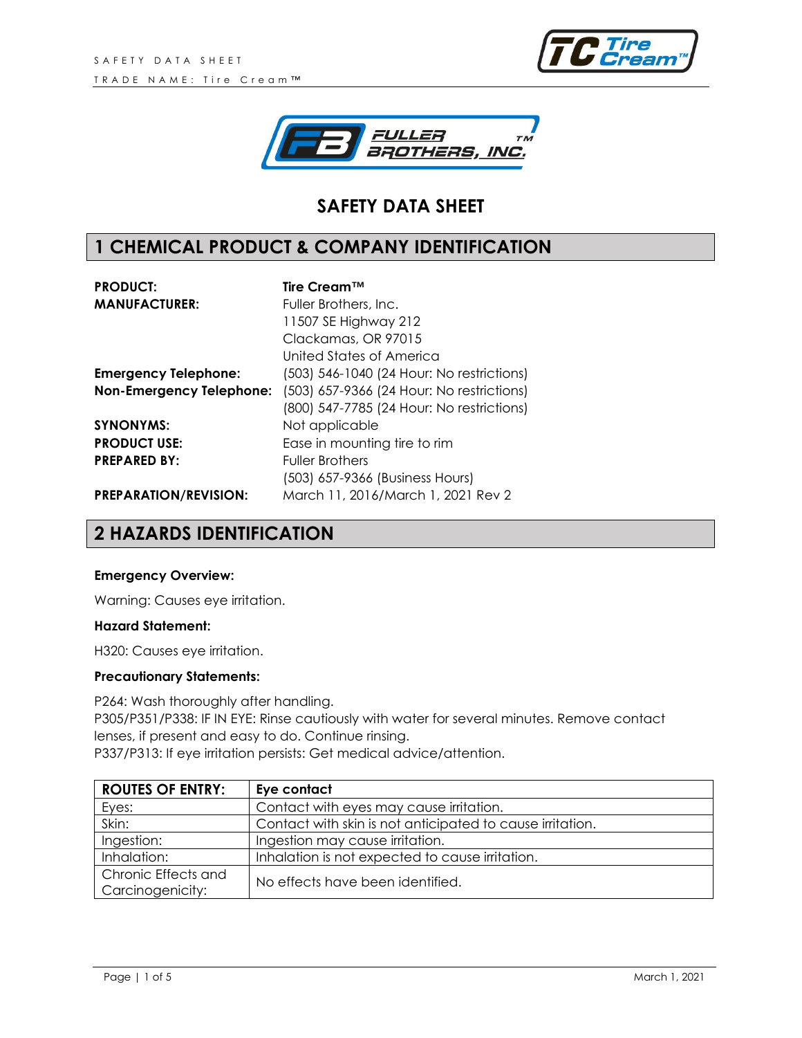# SAFETY DATA SHEET

## 1 CHEMICAL PRODUCT & COMPANY IDENTIFICATION

| | |
|---|---|
| **PRODUCT:** | **Tire Cream™** |
| **MANUFACTURER:** | Fuller Brothers, Inc.<br>11507 SE Highway 212<br>Clackamas, OR 97015<br>United States of America |
| **Emergency Telephone:** | (503) 546-1040 (24 Hour: No restrictions) |
| **Non-Emergency Telephone:** | (503) 657-9366 (24 Hour: No restrictions)<br>(800) 547-7785 (24 Hour: No restrictions) |
| **SYNONYMS:** | Not applicable |
| **PRODUCT USE:** | Ease in mounting tire to rim |
| **PREPARED BY:** | Fuller Brothers<br>(503) 657-9366 (Business Hours) |
| **PREPARATION/REVISION:** | March 11, 2016/March 1, 2021 Rev 2 |

## 2 HAZARDS IDENTIFICATION

**Emergency Overview:**

Warning: Causes eye irritation.

**Hazard Statement:**

H320: Causes eye irritation.

**Precautionary Statements:**

P264: Wash thoroughly after handling.
P305/P351/P338: IF IN EYE: Rinse cautiously with water for several minutes. Remove contact lenses, if present and easy to do. Continue rinsing.
P337/P313: If eye irritation persists: Get medical advice/attention.

| **ROUTES OF ENTRY:** | **Eye contact** |
|---|---|
| Eyes: | Contact with eyes may cause irritation. |
| Skin: | Contact with skin is not anticipated to cause irritation. |
| Ingestion: | Ingestion may cause irritation. |
| Inhalation: | Inhalation is not expected to cause irritation. |
| Chronic Effects and Carcinogenicity: | No effects have been identified. |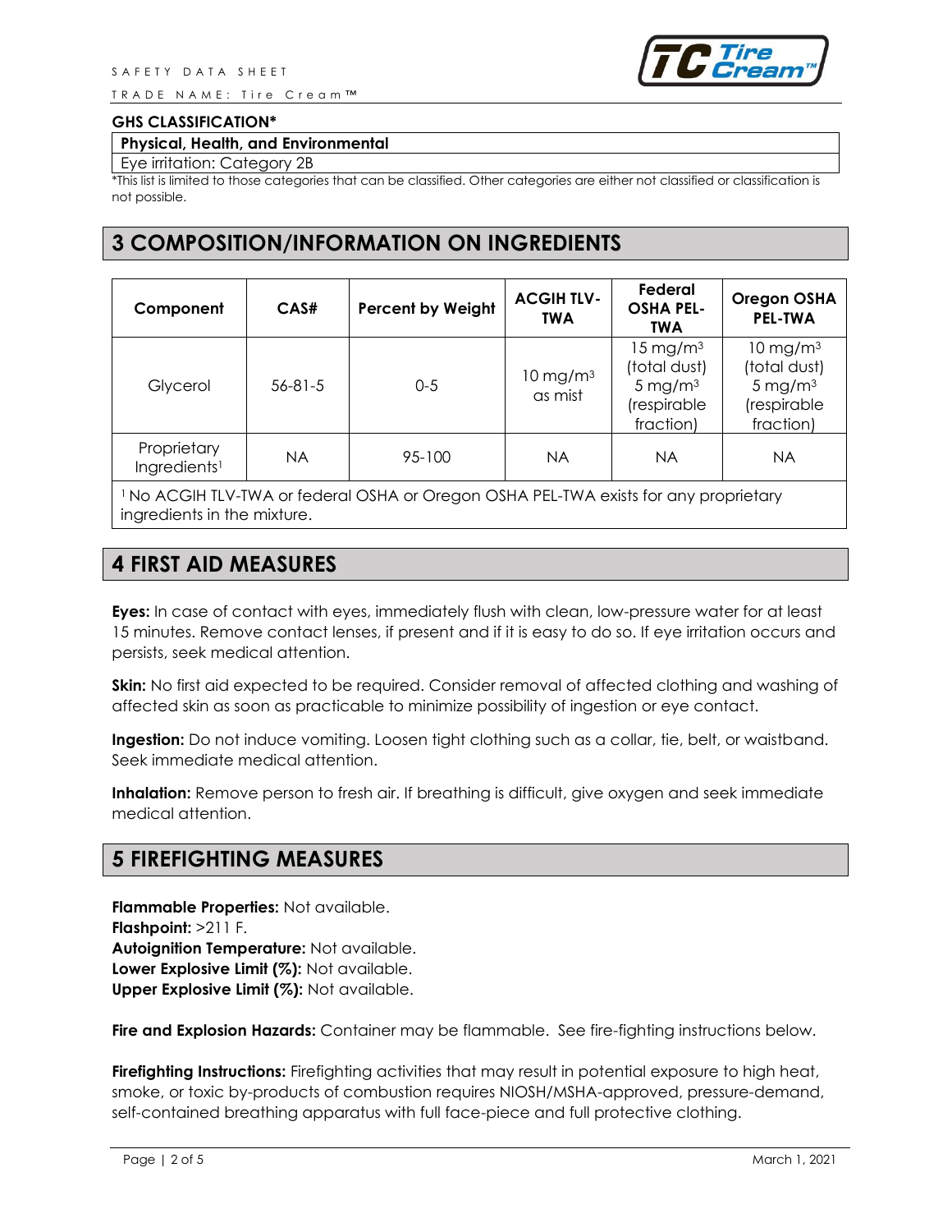**GHS CLASSIFICATION***

| Physical, Health, and Environmental |
| --- |
| Eye irritation: Category 2B |

*This list is limited to those categories that can be classified. Other categories are either not classified or classification is not possible.

## 3 COMPOSITION/INFORMATION ON INGREDIENTS

| Component | CAS# | Percent by Weight | ACGIH TLV-TWA | Federal OSHA PEL-TWA | Oregon OSHA PEL-TWA |
| --- | --- | --- | --- | --- | --- |
| Glycerol | 56-81-5 | 0-5 | 10 $mg/m^3$ as mist | 15 $mg/m^3$ (total dust) 5 $mg/m^3$ (respirable fraction) | 10 $mg/m^3$ (total dust) 5 $mg/m^3$ (respirable fraction) |
| Proprietary Ingredients[1] | NA | 95-100 | NA | NA | NA |

[1] No ACGIH TLV-TWA or federal OSHA or Oregon OSHA PEL-TWA exists for any proprietary ingredients in the mixture.

## 4 FIRST AID MEASURES

**Eyes:** In case of contact with eyes, immediately flush with clean, low-pressure water for at least 15 minutes. Remove contact lenses, if present and if it is easy to do so. If eye irritation occurs and persists, seek medical attention.

**Skin:** No first aid expected to be required. Consider removal of affected clothing and washing of affected skin as soon as practicable to minimize possibility of ingestion or eye contact.

**Ingestion:** Do not induce vomiting. Loosen tight clothing such as a collar, tie, belt, or waistband. Seek immediate medical attention.

**Inhalation:** Remove person to fresh air. If breathing is difficult, give oxygen and seek immediate medical attention.

## 5 FIREFIGHTING MEASURES

**Flammable Properties:** Not available.
**Flashpoint:** >211 F.
**Autoignition Temperature:** Not available.
**Lower Explosive Limit (%):** Not available.
**Upper Explosive Limit (%):** Not available.

**Fire and Explosion Hazards:** Container may be flammable. See fire-fighting instructions below.

**Firefighting Instructions:** Firefighting activities that may result in potential exposure to high heat, smoke, or toxic by-products of combustion requires NIOSH/MSHA-approved, pressure-demand, self-contained breathing apparatus with full face-piece and full protective clothing.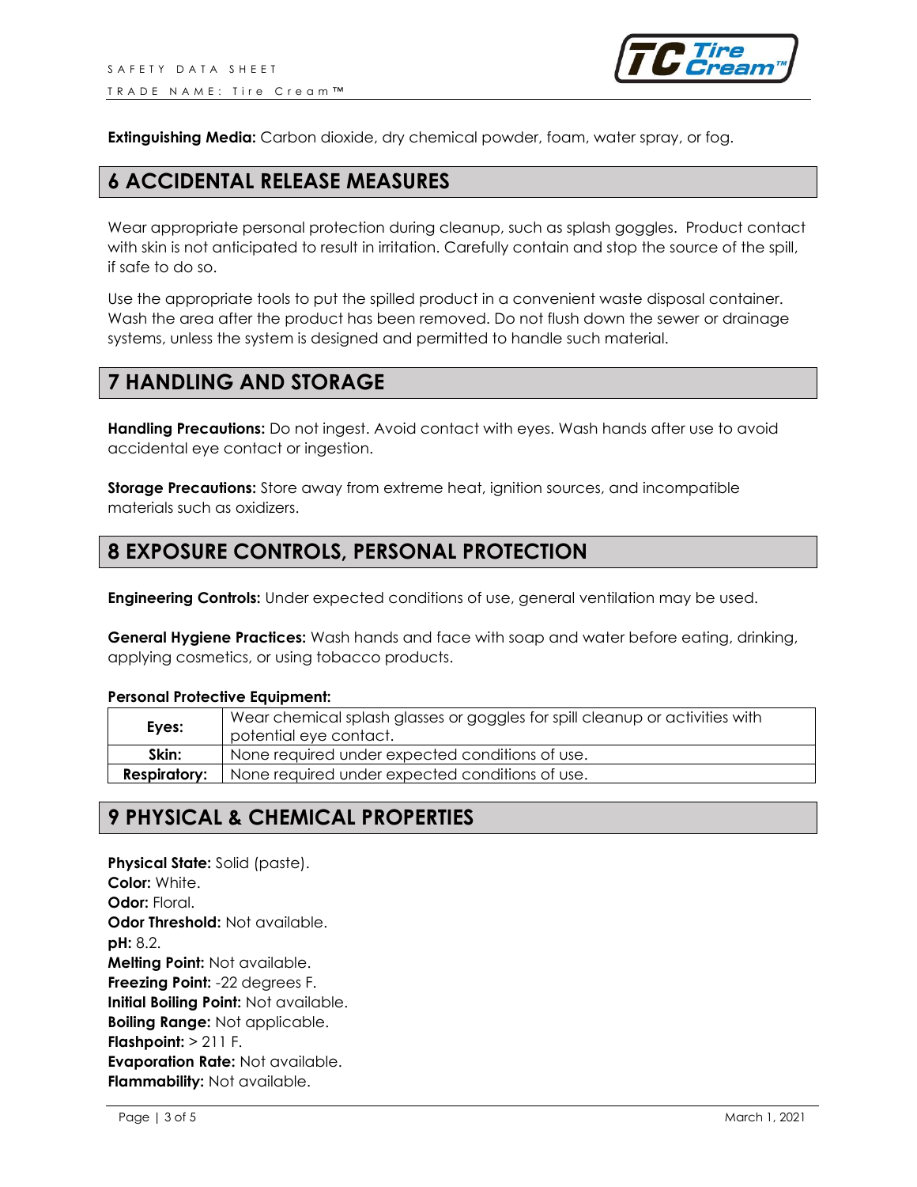**Extinguishing Media:** Carbon dioxide, dry chemical powder, foam, water spray, or fog.

## 6 ACCIDENTAL RELEASE MEASURES

Wear appropriate personal protection during cleanup, such as splash goggles. Product contact with skin is not anticipated to result in irritation. Carefully contain and stop the source of the spill, if safe to do so.

Use the appropriate tools to put the spilled product in a convenient waste disposal container. Wash the area after the product has been removed. Do not flush down the sewer or drainage systems, unless the system is designed and permitted to handle such material.

## 7 HANDLING AND STORAGE

**Handling Precautions:** Do not ingest. Avoid contact with eyes. Wash hands after use to avoid accidental eye contact or ingestion.

**Storage Precautions:** Store away from extreme heat, ignition sources, and incompatible materials such as oxidizers.

## 8 EXPOSURE CONTROLS, PERSONAL PROTECTION

**Engineering Controls:** Under expected conditions of use, general ventilation may be used.

**General Hygiene Practices:** Wash hands and face with soap and water before eating, drinking, applying cosmetics, or using tobacco products.

**Personal Protective Equipment:**

| | |
|---|---|
| **Eyes:** | Wear chemical splash glasses or goggles for spill cleanup or activities with potential eye contact. |
| **Skin:** | None required under expected conditions of use. |
| **Respiratory:** | None required under expected conditions of use. |

## 9 PHYSICAL & CHEMICAL PROPERTIES

**Physical State:** Solid (paste).
**Color:** White.
**Odor:** Floral.
**Odor Threshold:** Not available.
**pH:** 8.2.
**Melting Point:** Not available.
**Freezing Point:** -22 degrees F.
**Initial Boiling Point:** Not available.
**Boiling Range:** Not applicable.
**Flashpoint:** > 211 F.
**Evaporation Rate:** Not available.
**Flammability:** Not available.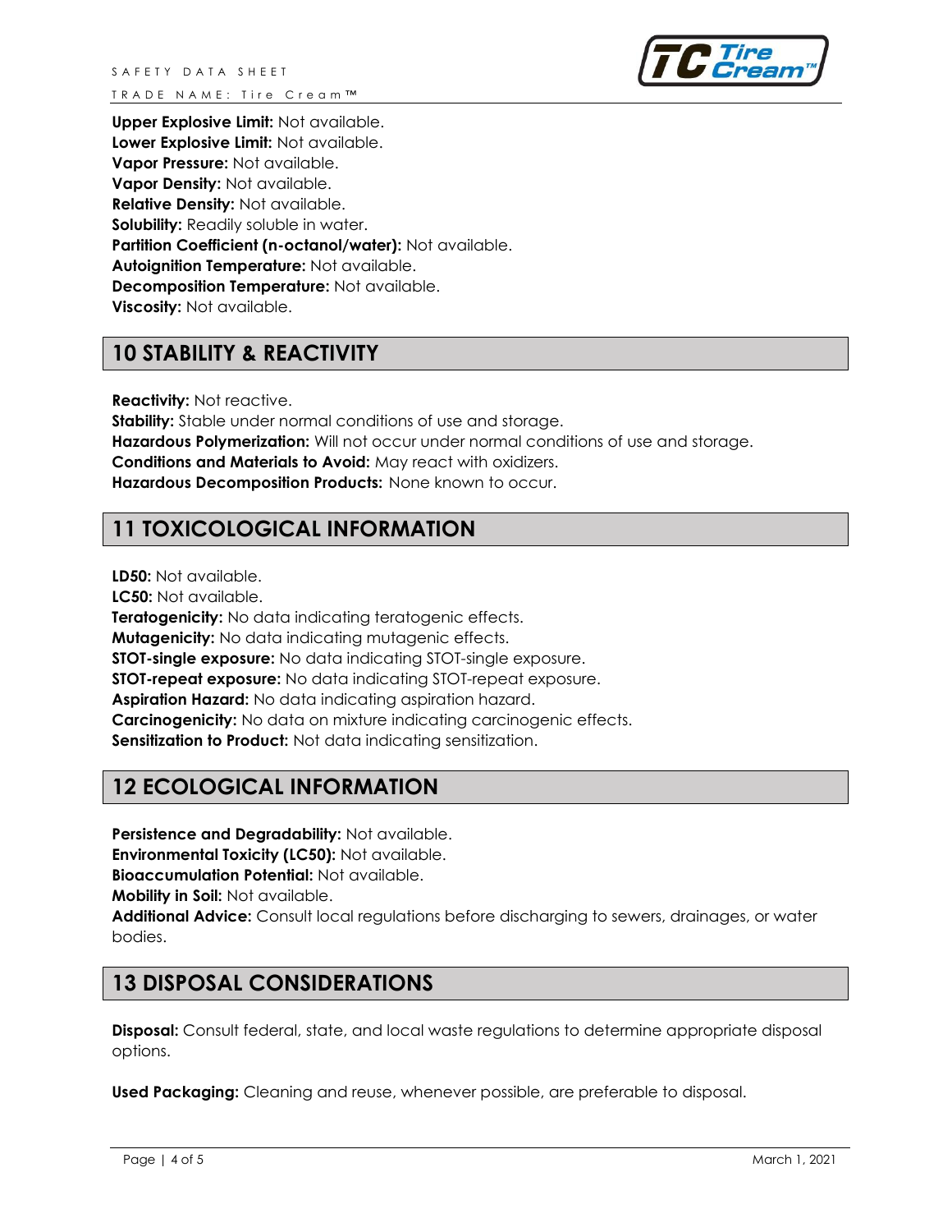**Upper Explosive Limit:** Not available.
**Lower Explosive Limit:** Not available.
**Vapor Pressure:** Not available.
**Vapor Density:** Not available.
**Relative Density:** Not available.
**Solubility:** Readily soluble in water.
**Partition Coefficient (n-octanol/water):** Not available.
**Autoignition Temperature:** Not available.
**Decomposition Temperature:** Not available.
**Viscosity:** Not available.

## 10 STABILITY & REACTIVITY

**Reactivity:** Not reactive.
**Stability:** Stable under normal conditions of use and storage.
**Hazardous Polymerization:** Will not occur under normal conditions of use and storage.
**Conditions and Materials to Avoid:** May react with oxidizers.
**Hazardous Decomposition Products:** None known to occur.

## 11 TOXICOLOGICAL INFORMATION

**LD50:** Not available.
**LC50:** Not available.
**Teratogenicity:** No data indicating teratogenic effects.
**Mutagenicity:** No data indicating mutagenic effects.
**STOT-single exposure:** No data indicating STOT-single exposure.
**STOT-repeat exposure:** No data indicating STOT-repeat exposure.
**Aspiration Hazard:** No data indicating aspiration hazard.
**Carcinogenicity:** No data on mixture indicating carcinogenic effects.
**Sensitization to Product:** Not data indicating sensitization.

## 12 ECOLOGICAL INFORMATION

**Persistence and Degradability:** Not available.
**Environmental Toxicity (LC50):** Not available.
**Bioaccumulation Potential:** Not available.
**Mobility in Soil:** Not available.
**Additional Advice:** Consult local regulations before discharging to sewers, drainages, or water bodies.

## 13 DISPOSAL CONSIDERATIONS

**Disposal:** Consult federal, state, and local waste regulations to determine appropriate disposal options.

**Used Packaging:** Cleaning and reuse, whenever possible, are preferable to disposal.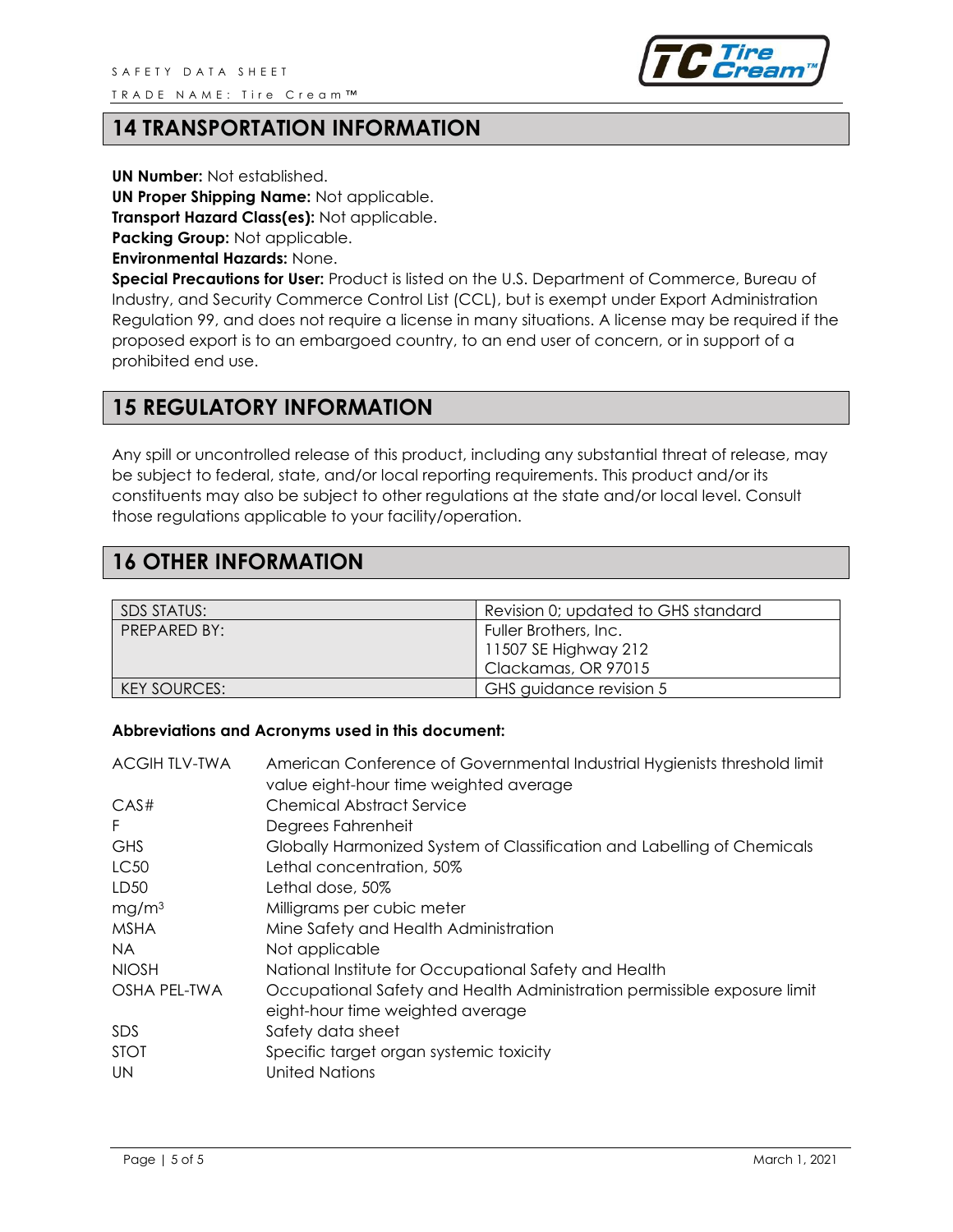## 14 TRANSPORTATION INFORMATION

**UN Number:** Not established.
**UN Proper Shipping Name:** Not applicable.
**Transport Hazard Class(es):** Not applicable.
**Packing Group:** Not applicable.
**Environmental Hazards:** None.
**Special Precautions for User:** Product is listed on the U.S. Department of Commerce, Bureau of Industry, and Security Commerce Control List (CCL), but is exempt under Export Administration Regulation 99, and does not require a license in many situations. A license may be required if the proposed export is to an embargoed country, to an end user of concern, or in support of a prohibited end use.

## 15 REGULATORY INFORMATION

Any spill or uncontrolled release of this product, including any substantial threat of release, may be subject to federal, state, and/or local reporting requirements. This product and/or its constituents may also be subject to other regulations at the state and/or local level. Consult those regulations applicable to your facility/operation.

## 16 OTHER INFORMATION

| | |
|---|---|
| SDS STATUS: | Revision 0; updated to GHS standard |
| PREPARED BY: | Fuller Brothers, Inc.<br>11507 SE Highway 212<br>Clackamas, OR 97015 |
| KEY SOURCES: | GHS guidance revision 5 |

**Abbreviations and Acronyms used in this document:**

| | |
|---|---|
| ACGIH TLV-TWA | American Conference of Governmental Industrial Hygienists threshold limit value eight-hour time weighted average |
| CAS# | Chemical Abstract Service |
| F | Degrees Fahrenheit |
| GHS | Globally Harmonized System of Classification and Labelling of Chemicals |
| LC50 | Lethal concentration, 50% |
| LD50 | Lethal dose, 50% |
| $mg/m^3$ | Milligrams per cubic meter |
| MSHA | Mine Safety and Health Administration |
| NA | Not applicable |
| NIOSH | National Institute for Occupational Safety and Health |
| OSHA PEL-TWA | Occupational Safety and Health Administration permissible exposure limit eight-hour time weighted average |
| SDS | Safety data sheet |
| STOT | Specific target organ systemic toxicity |
| UN | United Nations |

March 1, 2021